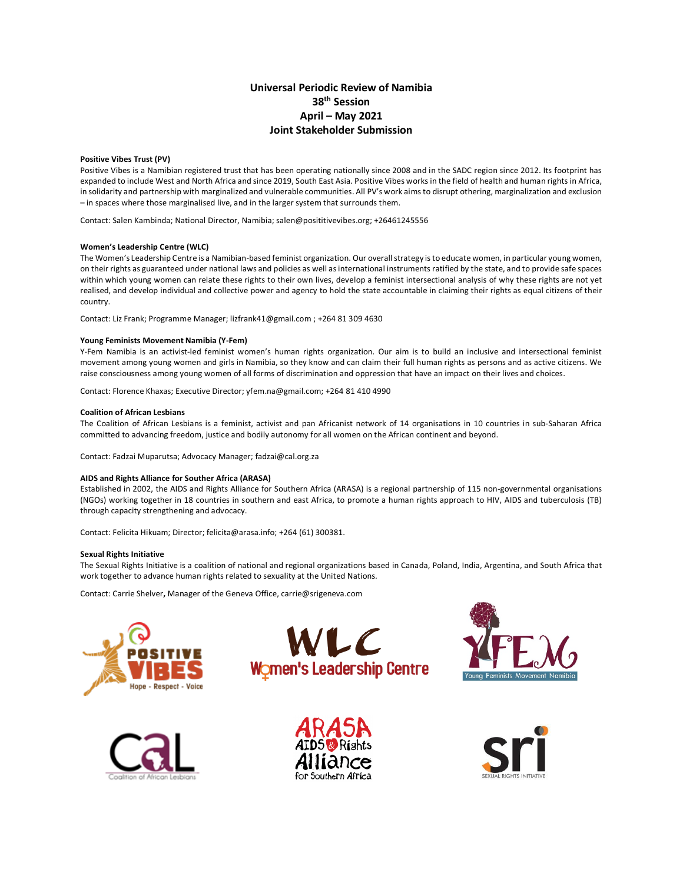# Universal Periodic Review of Namibia
## 38th Session
## April – May 2021
## Joint Stakeholder Submission

**Positive Vibes Trust (PV)**

Positive Vibes is a Namibian registered trust that has been operating nationally since 2008 and in the SADC region since 2012. Its footprint has expanded to include West and North Africa and since 2019, South East Asia. Positive Vibes works in the field of health and human rights in Africa, in solidarity and partnership with marginalized and vulnerable communities. All PV's work aims to disrupt othering, marginalization and exclusion – in spaces where those marginalised live, and in the larger system that surrounds them.

Contact: Salen Kambinda; National Director, Namibia; salen@posititivevibes.org; +26461245556

**Women's Leadership Centre (WLC)**

The Women's Leadership Centre is a Namibian-based feminist organization. Our overall strategy is to educate women, in particular young women, on their rights as guaranteed under national laws and policies as well as international instruments ratified by the state, and to provide safe spaces within which young women can relate these rights to their own lives, develop a feminist intersectional analysis of why these rights are not yet realised, and develop individual and collective power and agency to hold the state accountable in claiming their rights as equal citizens of their country.

Contact: Liz Frank; Programme Manager; lizfrank41@gmail.com ; +264 81 309 4630

**Young Feminists Movement Namibia (Y-Fem)**

Y-Fem Namibia is an activist-led feminist women's human rights organization. Our aim is to build an inclusive and intersectional feminist movement among young women and girls in Namibia, so they know and can claim their full human rights as persons and as active citizens. We raise consciousness among young women of all forms of discrimination and oppression that have an impact on their lives and choices.

Contact: Florence Khaxas; Executive Director; yfem.na@gmail.com; +264 81 410 4990

**Coalition of African Lesbians**

The Coalition of African Lesbians is a feminist, activist and pan Africanist network of 14 organisations in 10 countries in sub-Saharan Africa committed to advancing freedom, justice and bodily autonomy for all women on the African continent and beyond.

Contact: Fadzai Muparutsa; Advocacy Manager; fadzai@cal.org.za

**AIDS and Rights Alliance for Souther Africa (ARASA)**

Established in 2002, the AIDS and Rights Alliance for Southern Africa (ARASA) is a regional partnership of 115 non-governmental organisations (NGOs) working together in 18 countries in southern and east Africa, to promote a human rights approach to HIV, AIDS and tuberculosis (TB) through capacity strengthening and advocacy.

Contact: Felicita Hikuam; Director; felicita@arasa.info; +264 (61) 300381.

**Sexual Rights Initiative**

The Sexual Rights Initiative is a coalition of national and regional organizations based in Canada, Poland, India, Argentina, and South Africa that work together to advance human rights related to sexuality at the United Nations.

Contact: Carrie Shelver**,** Manager of the Geneva Office, carrie@srigeneva.com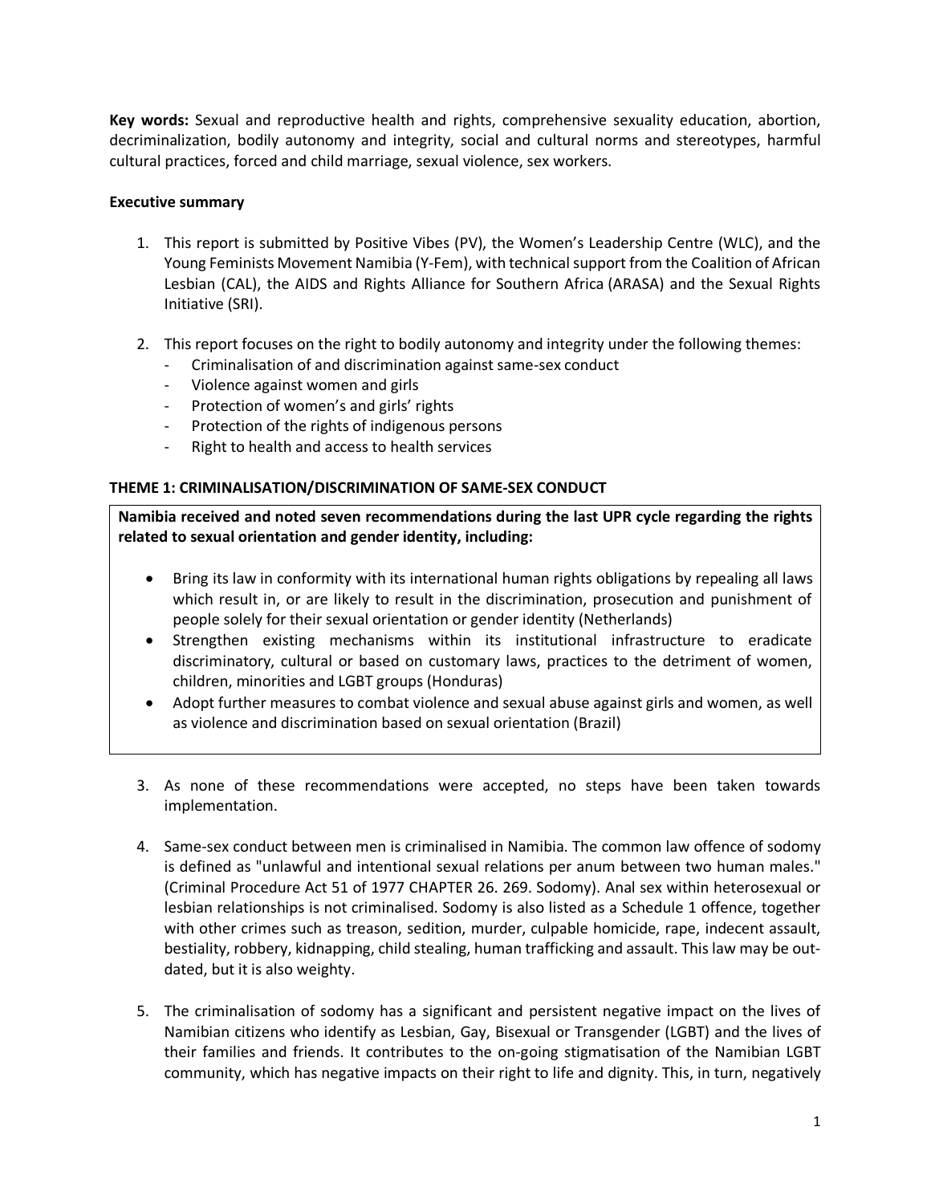**Key words:** Sexual and reproductive health and rights, comprehensive sexuality education, abortion, decriminalization, bodily autonomy and integrity, social and cultural norms and stereotypes, harmful cultural practices, forced and child marriage, sexual violence, sex workers.

**Executive summary**

1. This report is submitted by Positive Vibes (PV), the Women's Leadership Centre (WLC), and the Young Feminists Movement Namibia (Y-Fem), with technical support from the Coalition of African Lesbian (CAL), the AIDS and Rights Alliance for Southern Africa (ARASA) and the Sexual Rights Initiative (SRI).

2. This report focuses on the right to bodily autonomy and integrity under the following themes:
   - Criminalisation of and discrimination against same-sex conduct
   - Violence against women and girls
   - Protection of women's and girls' rights
   - Protection of the rights of indigenous persons
   - Right to health and access to health services

**THEME 1: CRIMINALISATION/DISCRIMINATION OF SAME-SEX CONDUCT**

**Namibia received and noted seven recommendations during the last UPR cycle regarding the rights related to sexual orientation and gender identity, including:**

- Bring its law in conformity with its international human rights obligations by repealing all laws which result in, or are likely to result in the discrimination, prosecution and punishment of people solely for their sexual orientation or gender identity (Netherlands)
- Strengthen existing mechanisms within its institutional infrastructure to eradicate discriminatory, cultural or based on customary laws, practices to the detriment of women, children, minorities and LGBT groups (Honduras)
- Adopt further measures to combat violence and sexual abuse against girls and women, as well as violence and discrimination based on sexual orientation (Brazil)

3. As none of these recommendations were accepted, no steps have been taken towards implementation.

4. Same-sex conduct between men is criminalised in Namibia. The common law offence of sodomy is defined as "unlawful and intentional sexual relations per anum between two human males." (Criminal Procedure Act 51 of 1977 CHAPTER 26. 269. Sodomy). Anal sex within heterosexual or lesbian relationships is not criminalised. Sodomy is also listed as a Schedule 1 offence, together with other crimes such as treason, sedition, murder, culpable homicide, rape, indecent assault, bestiality, robbery, kidnapping, child stealing, human trafficking and assault. This law may be out-dated, but it is also weighty.

5. The criminalisation of sodomy has a significant and persistent negative impact on the lives of Namibian citizens who identify as Lesbian, Gay, Bisexual or Transgender (LGBT) and the lives of their families and friends. It contributes to the on-going stigmatisation of the Namibian LGBT community, which has negative impacts on their right to life and dignity. This, in turn, negatively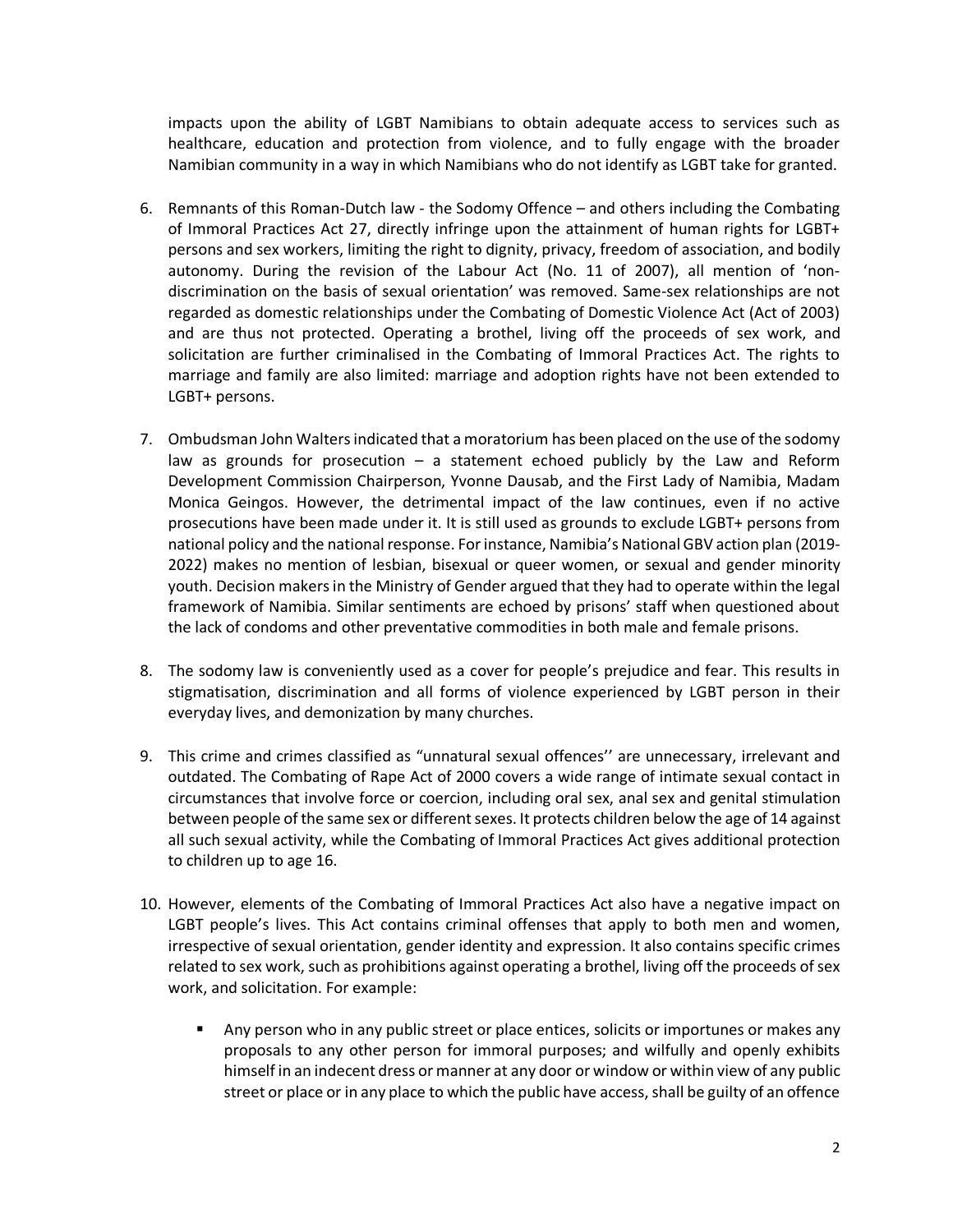impacts upon the ability of LGBT Namibians to obtain adequate access to services such as healthcare, education and protection from violence, and to fully engage with the broader Namibian community in a way in which Namibians who do not identify as LGBT take for granted.

6. Remnants of this Roman-Dutch law - the Sodomy Offence – and others including the Combating of Immoral Practices Act 27, directly infringe upon the attainment of human rights for LGBT+ persons and sex workers, limiting the right to dignity, privacy, freedom of association, and bodily autonomy. During the revision of the Labour Act (No. 11 of 2007), all mention of 'non-discrimination on the basis of sexual orientation' was removed. Same-sex relationships are not regarded as domestic relationships under the Combating of Domestic Violence Act (Act of 2003) and are thus not protected. Operating a brothel, living off the proceeds of sex work, and solicitation are further criminalised in the Combating of Immoral Practices Act. The rights to marriage and family are also limited: marriage and adoption rights have not been extended to LGBT+ persons.

7. Ombudsman John Walters indicated that a moratorium has been placed on the use of the sodomy law as grounds for prosecution – a statement echoed publicly by the Law and Reform Development Commission Chairperson, Yvonne Dausab, and the First Lady of Namibia, Madam Monica Geingos. However, the detrimental impact of the law continues, even if no active prosecutions have been made under it. It is still used as grounds to exclude LGBT+ persons from national policy and the national response. For instance, Namibia's National GBV action plan (2019-2022) makes no mention of lesbian, bisexual or queer women, or sexual and gender minority youth. Decision makers in the Ministry of Gender argued that they had to operate within the legal framework of Namibia. Similar sentiments are echoed by prisons' staff when questioned about the lack of condoms and other preventative commodities in both male and female prisons.

8. The sodomy law is conveniently used as a cover for people's prejudice and fear. This results in stigmatisation, discrimination and all forms of violence experienced by LGBT person in their everyday lives, and demonization by many churches.

9. This crime and crimes classified as "unnatural sexual offences'' are unnecessary, irrelevant and outdated. The Combating of Rape Act of 2000 covers a wide range of intimate sexual contact in circumstances that involve force or coercion, including oral sex, anal sex and genital stimulation between people of the same sex or different sexes. It protects children below the age of 14 against all such sexual activity, while the Combating of Immoral Practices Act gives additional protection to children up to age 16.

10. However, elements of the Combating of Immoral Practices Act also have a negative impact on LGBT people's lives. This Act contains criminal offenses that apply to both men and women, irrespective of sexual orientation, gender identity and expression. It also contains specific crimes related to sex work, such as prohibitions against operating a brothel, living off the proceeds of sex work, and solicitation. For example:

    - Any person who in any public street or place entices, solicits or importunes or makes any proposals to any other person for immoral purposes; and wilfully and openly exhibits himself in an indecent dress or manner at any door or window or within view of any public street or place or in any place to which the public have access, shall be guilty of an offence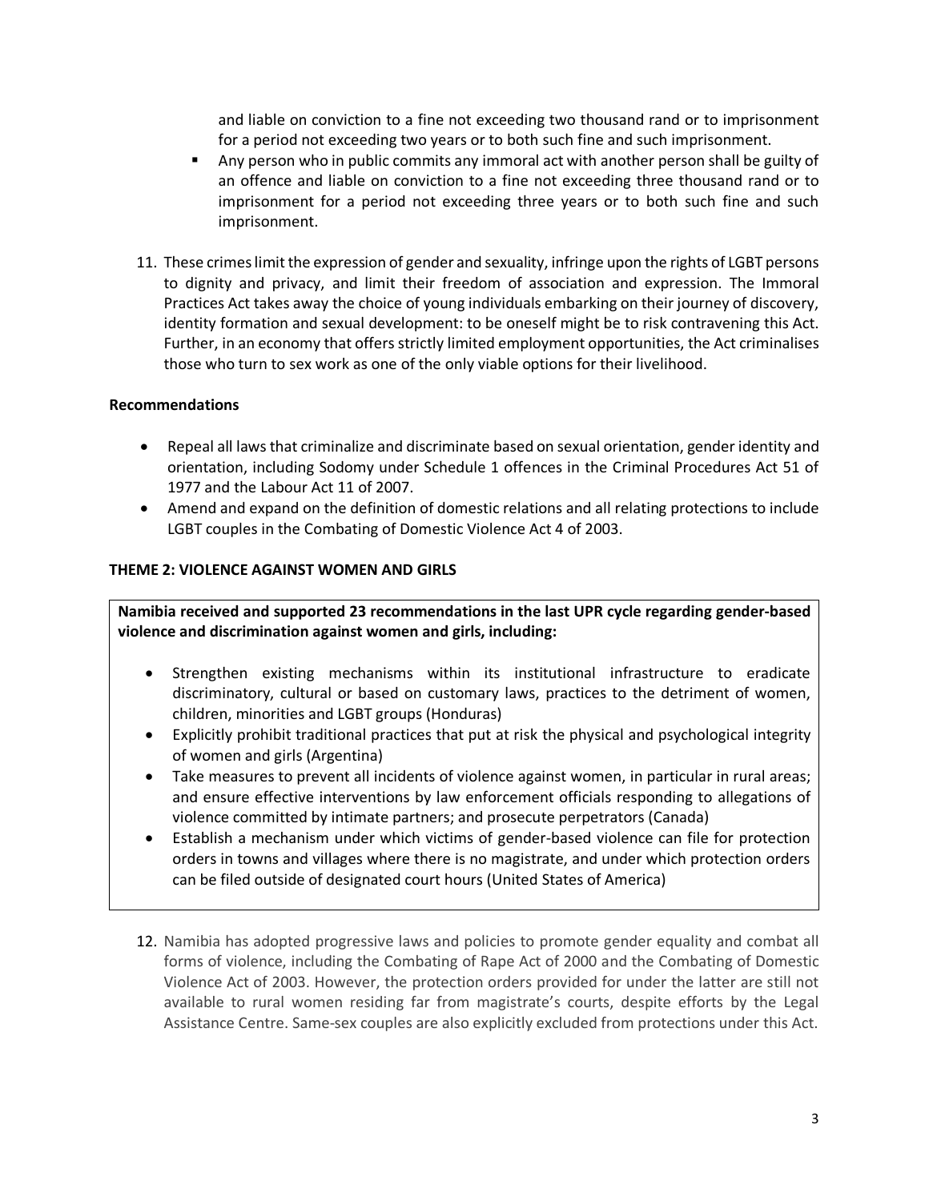and liable on conviction to a fine not exceeding two thousand rand or to imprisonment for a period not exceeding two years or to both such fine and such imprisonment.

- Any person who in public commits any immoral act with another person shall be guilty of an offence and liable on conviction to a fine not exceeding three thousand rand or to imprisonment for a period not exceeding three years or to both such fine and such imprisonment.

11. These crimes limit the expression of gender and sexuality, infringe upon the rights of LGBT persons to dignity and privacy, and limit their freedom of association and expression. The Immoral Practices Act takes away the choice of young individuals embarking on their journey of discovery, identity formation and sexual development: to be oneself might be to risk contravening this Act. Further, in an economy that offers strictly limited employment opportunities, the Act criminalises those who turn to sex work as one of the only viable options for their livelihood.

**Recommendations**

- Repeal all laws that criminalize and discriminate based on sexual orientation, gender identity and orientation, including Sodomy under Schedule 1 offences in the Criminal Procedures Act 51 of 1977 and the Labour Act 11 of 2007.
- Amend and expand on the definition of domestic relations and all relating protections to include LGBT couples in the Combating of Domestic Violence Act 4 of 2003.

**THEME 2: VIOLENCE AGAINST WOMEN AND GIRLS**

**Namibia received and supported 23 recommendations in the last UPR cycle regarding gender-based violence and discrimination against women and girls, including:**

- Strengthen existing mechanisms within its institutional infrastructure to eradicate discriminatory, cultural or based on customary laws, practices to the detriment of women, children, minorities and LGBT groups (Honduras)
- Explicitly prohibit traditional practices that put at risk the physical and psychological integrity of women and girls (Argentina)
- Take measures to prevent all incidents of violence against women, in particular in rural areas; and ensure effective interventions by law enforcement officials responding to allegations of violence committed by intimate partners; and prosecute perpetrators (Canada)
- Establish a mechanism under which victims of gender-based violence can file for protection orders in towns and villages where there is no magistrate, and under which protection orders can be filed outside of designated court hours (United States of America)

12. Namibia has adopted progressive laws and policies to promote gender equality and combat all forms of violence, including the Combating of Rape Act of 2000 and the Combating of Domestic Violence Act of 2003. However, the protection orders provided for under the latter are still not available to rural women residing far from magistrate's courts, despite efforts by the Legal Assistance Centre. Same-sex couples are also explicitly excluded from protections under this Act.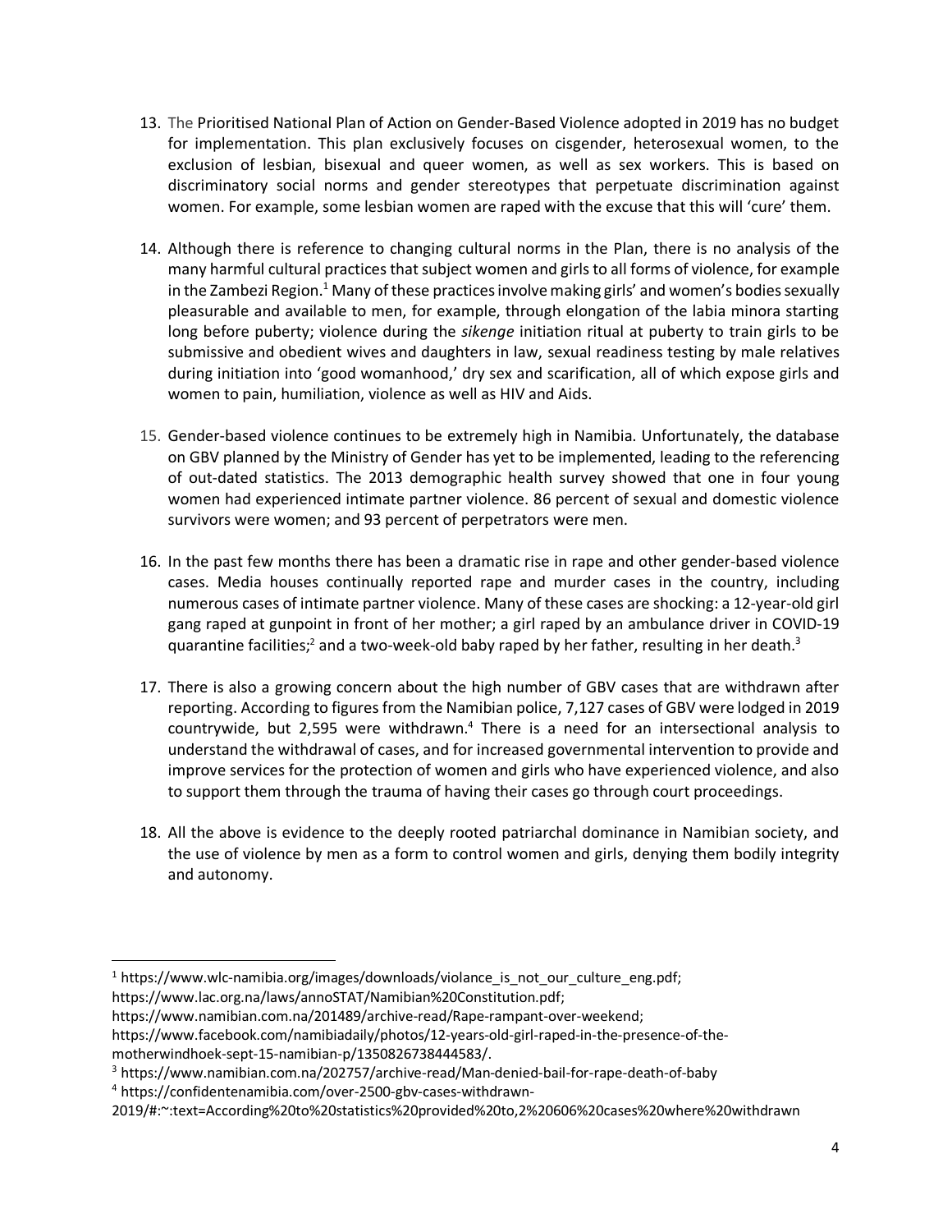13. The Prioritised National Plan of Action on Gender-Based Violence adopted in 2019 has no budget for implementation. This plan exclusively focuses on cisgender, heterosexual women, to the exclusion of lesbian, bisexual and queer women, as well as sex workers. This is based on discriminatory social norms and gender stereotypes that perpetuate discrimination against women. For example, some lesbian women are raped with the excuse that this will 'cure' them.

14. Although there is reference to changing cultural norms in the Plan, there is no analysis of the many harmful cultural practices that subject women and girls to all forms of violence, for example in the Zambezi Region.[1] Many of these practices involve making girls' and women's bodies sexually pleasurable and available to men, for example, through elongation of the labia minora starting long before puberty; violence during the *sikenge* initiation ritual at puberty to train girls to be submissive and obedient wives and daughters in law, sexual readiness testing by male relatives during initiation into 'good womanhood,' dry sex and scarification, all of which expose girls and women to pain, humiliation, violence as well as HIV and Aids.

15. Gender-based violence continues to be extremely high in Namibia. Unfortunately, the database on GBV planned by the Ministry of Gender has yet to be implemented, leading to the referencing of out-dated statistics. The 2013 demographic health survey showed that one in four young women had experienced intimate partner violence. 86 percent of sexual and domestic violence survivors were women; and 93 percent of perpetrators were men.

16. In the past few months there has been a dramatic rise in rape and other gender-based violence cases. Media houses continually reported rape and murder cases in the country, including numerous cases of intimate partner violence. Many of these cases are shocking: a 12-year-old girl gang raped at gunpoint in front of her mother; a girl raped by an ambulance driver in COVID-19 quarantine facilities;[2] and a two-week-old baby raped by her father, resulting in her death.[3]

17. There is also a growing concern about the high number of GBV cases that are withdrawn after reporting. According to figures from the Namibian police, 7,127 cases of GBV were lodged in 2019 countrywide, but 2,595 were withdrawn.[4] There is a need for an intersectional analysis to understand the withdrawal of cases, and for increased governmental intervention to provide and improve services for the protection of women and girls who have experienced violence, and also to support them through the trauma of having their cases go through court proceedings.

18. All the above is evidence to the deeply rooted patriarchal dominance in Namibian society, and the use of violence by men as a form to control women and girls, denying them bodily integrity and autonomy.

---

[1] https://www.wlc-namibia.org/images/downloads/violance_is_not_our_culture_eng.pdf; https://www.lac.org.na/laws/annoSTAT/Namibian%20Constitution.pdf;
https://www.namibian.com.na/201489/archive-read/Rape-rampant-over-weekend;
https://www.facebook.com/namibiadaily/photos/12-years-old-girl-raped-in-the-presence-of-the-motherwindhoek-sept-15-namibian-p/1350826738444583/.

[3] https://www.namibian.com.na/202757/archive-read/Man-denied-bail-for-rape-death-of-baby

[4] https://confidentenamibia.com/over-2500-gbv-cases-withdrawn-2019/#:~:text=According%20to%20statistics%20provided%20to,2%20606%20cases%20where%20withdrawn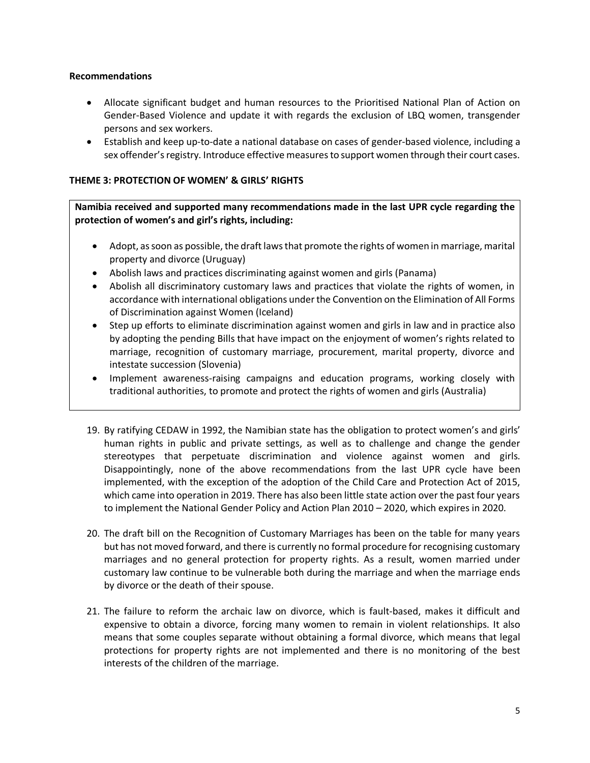**Recommendations**

- Allocate significant budget and human resources to the Prioritised National Plan of Action on Gender-Based Violence and update it with regards the exclusion of LBQ women, transgender persons and sex workers.
- Establish and keep up-to-date a national database on cases of gender-based violence, including a sex offender's registry. Introduce effective measures to support women through their court cases.

## THEME 3: PROTECTION OF WOMEN' & GIRLS' RIGHTS

**Namibia received and supported many recommendations made in the last UPR cycle regarding the protection of women's and girl's rights, including:**

- Adopt, as soon as possible, the draft laws that promote the rights of women in marriage, marital property and divorce (Uruguay)
- Abolish laws and practices discriminating against women and girls (Panama)
- Abolish all discriminatory customary laws and practices that violate the rights of women, in accordance with international obligations under the Convention on the Elimination of All Forms of Discrimination against Women (Iceland)
- Step up efforts to eliminate discrimination against women and girls in law and in practice also by adopting the pending Bills that have impact on the enjoyment of women's rights related to marriage, recognition of customary marriage, procurement, marital property, divorce and intestate succession (Slovenia)
- Implement awareness-raising campaigns and education programs, working closely with traditional authorities, to promote and protect the rights of women and girls (Australia)

19. By ratifying CEDAW in 1992, the Namibian state has the obligation to protect women's and girls' human rights in public and private settings, as well as to challenge and change the gender stereotypes that perpetuate discrimination and violence against women and girls. Disappointingly, none of the above recommendations from the last UPR cycle have been implemented, with the exception of the adoption of the Child Care and Protection Act of 2015, which came into operation in 2019. There has also been little state action over the past four years to implement the National Gender Policy and Action Plan 2010 – 2020, which expires in 2020.

20. The draft bill on the Recognition of Customary Marriages has been on the table for many years but has not moved forward, and there is currently no formal procedure for recognising customary marriages and no general protection for property rights. As a result, women married under customary law continue to be vulnerable both during the marriage and when the marriage ends by divorce or the death of their spouse.

21. The failure to reform the archaic law on divorce, which is fault-based, makes it difficult and expensive to obtain a divorce, forcing many women to remain in violent relationships. It also means that some couples separate without obtaining a formal divorce, which means that legal protections for property rights are not implemented and there is no monitoring of the best interests of the children of the marriage.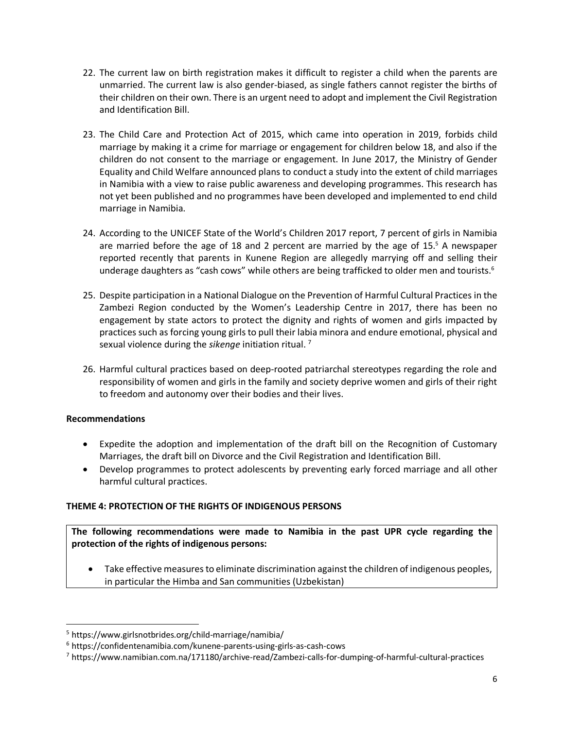22. The current law on birth registration makes it difficult to register a child when the parents are unmarried. The current law is also gender-biased, as single fathers cannot register the births of their children on their own. There is an urgent need to adopt and implement the Civil Registration and Identification Bill.

23. The Child Care and Protection Act of 2015, which came into operation in 2019, forbids child marriage by making it a crime for marriage or engagement for children below 18, and also if the children do not consent to the marriage or engagement. In June 2017, the Ministry of Gender Equality and Child Welfare announced plans to conduct a study into the extent of child marriages in Namibia with a view to raise public awareness and developing programmes. This research has not yet been published and no programmes have been developed and implemented to end child marriage in Namibia.

24. According to the UNICEF State of the World's Children 2017 report, 7 percent of girls in Namibia are married before the age of 18 and 2 percent are married by the age of 15.[5] A newspaper reported recently that parents in Kunene Region are allegedly marrying off and selling their underage daughters as "cash cows" while others are being trafficked to older men and tourists.[6]

25. Despite participation in a National Dialogue on the Prevention of Harmful Cultural Practices in the Zambezi Region conducted by the Women's Leadership Centre in 2017, there has been no engagement by state actors to protect the dignity and rights of women and girls impacted by practices such as forcing young girls to pull their labia minora and endure emotional, physical and sexual violence during the *sikenge* initiation ritual.[7]

26. Harmful cultural practices based on deep-rooted patriarchal stereotypes regarding the role and responsibility of women and girls in the family and society deprive women and girls of their right to freedom and autonomy over their bodies and their lives.

**Recommendations**

- Expedite the adoption and implementation of the draft bill on the Recognition of Customary Marriages, the draft bill on Divorce and the Civil Registration and Identification Bill.
- Develop programmes to protect adolescents by preventing early forced marriage and all other harmful cultural practices.

**THEME 4: PROTECTION OF THE RIGHTS OF INDIGENOUS PERSONS**

**The following recommendations were made to Namibia in the past UPR cycle regarding the protection of the rights of indigenous persons:**

- Take effective measures to eliminate discrimination against the children of indigenous peoples, in particular the Himba and San communities (Uzbekistan)

---

[5] https://www.girlsnotbrides.org/child-marriage/namibia/

[6] https://confidentenamibia.com/kunene-parents-using-girls-as-cash-cows

[7] https://www.namibian.com.na/171180/archive-read/Zambezi-calls-for-dumping-of-harmful-cultural-practices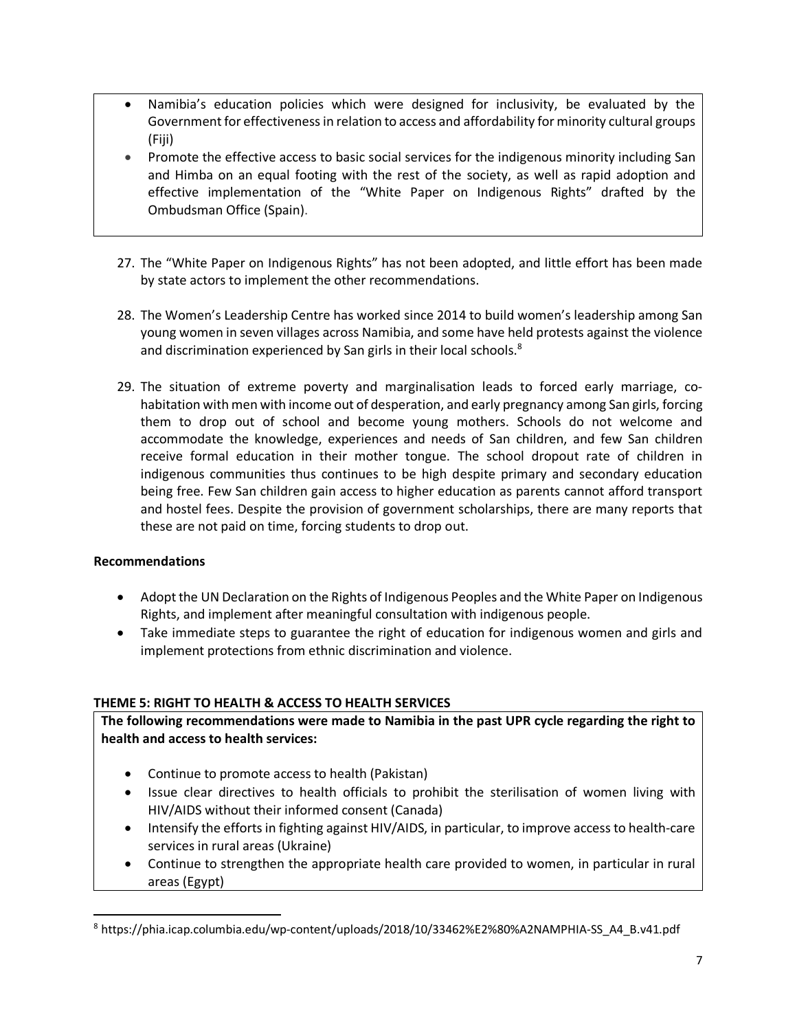- Namibia's education policies which were designed for inclusivity, be evaluated by the Government for effectiveness in relation to access and affordability for minority cultural groups (Fiji)
- Promote the effective access to basic social services for the indigenous minority including San and Himba on an equal footing with the rest of the society, as well as rapid adoption and effective implementation of the "White Paper on Indigenous Rights" drafted by the Ombudsman Office (Spain).

27. The "White Paper on Indigenous Rights" has not been adopted, and little effort has been made by state actors to implement the other recommendations.

28. The Women's Leadership Centre has worked since 2014 to build women's leadership among San young women in seven villages across Namibia, and some have held protests against the violence and discrimination experienced by San girls in their local schools.[8]

29. The situation of extreme poverty and marginalisation leads to forced early marriage, co-habitation with men with income out of desperation, and early pregnancy among San girls, forcing them to drop out of school and become young mothers. Schools do not welcome and accommodate the knowledge, experiences and needs of San children, and few San children receive formal education in their mother tongue. The school dropout rate of children in indigenous communities thus continues to be high despite primary and secondary education being free. Few San children gain access to higher education as parents cannot afford transport and hostel fees. Despite the provision of government scholarships, there are many reports that these are not paid on time, forcing students to drop out.

**Recommendations**

- Adopt the UN Declaration on the Rights of Indigenous Peoples and the White Paper on Indigenous Rights, and implement after meaningful consultation with indigenous people.
- Take immediate steps to guarantee the right of education for indigenous women and girls and implement protections from ethnic discrimination and violence.

**THEME 5: RIGHT TO HEALTH & ACCESS TO HEALTH SERVICES**

**The following recommendations were made to Namibia in the past UPR cycle regarding the right to health and access to health services:**

- Continue to promote access to health (Pakistan)
- Issue clear directives to health officials to prohibit the sterilisation of women living with HIV/AIDS without their informed consent (Canada)
- Intensify the efforts in fighting against HIV/AIDS, in particular, to improve access to health-care services in rural areas (Ukraine)
- Continue to strengthen the appropriate health care provided to women, in particular in rural areas (Egypt)

[8] https://phia.icap.columbia.edu/wp-content/uploads/2018/10/33462%E2%80%A2NAMPHIA-SS_A4_B.v41.pdf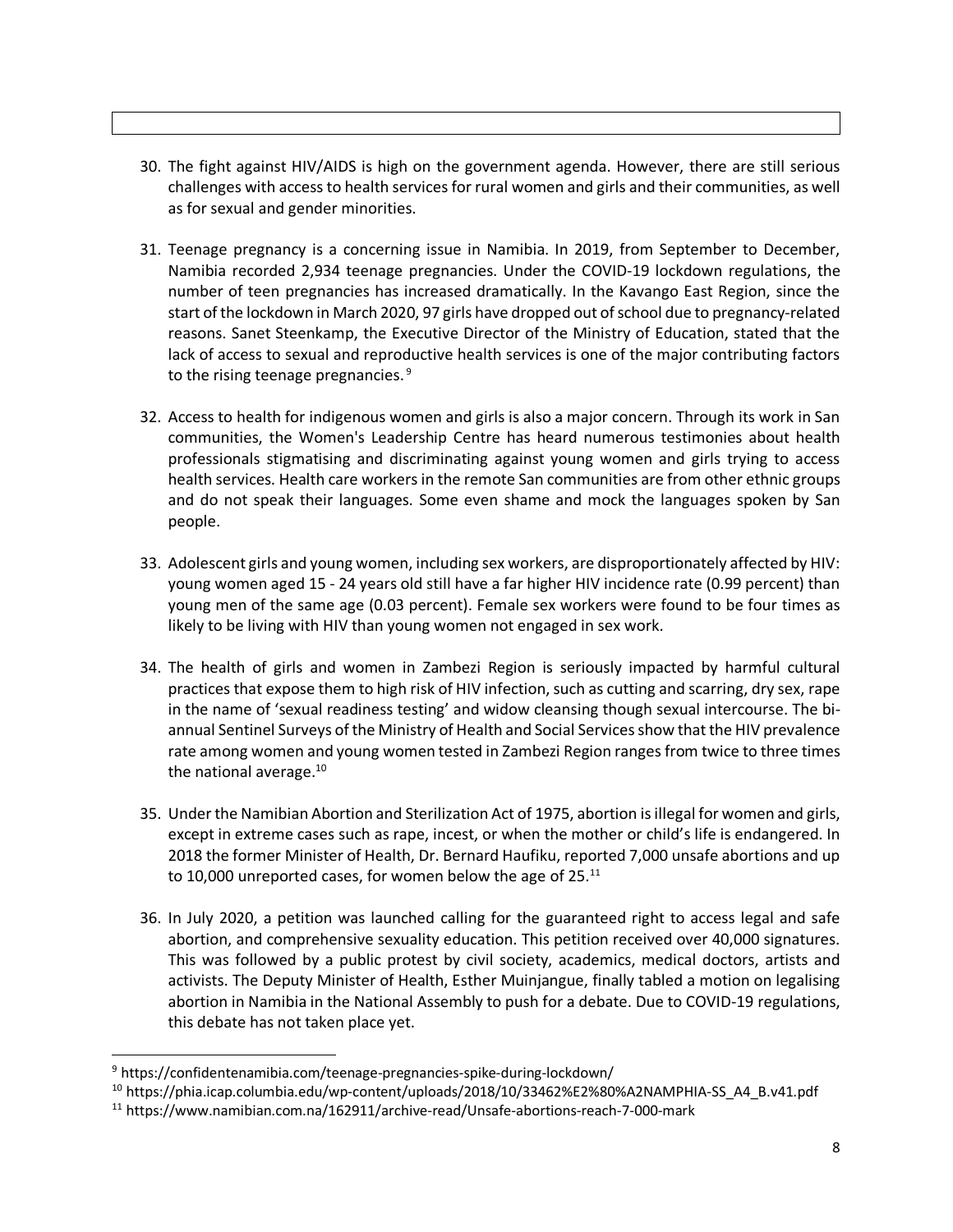30. The fight against HIV/AIDS is high on the government agenda. However, there are still serious challenges with access to health services for rural women and girls and their communities, as well as for sexual and gender minorities.

31. Teenage pregnancy is a concerning issue in Namibia. In 2019, from September to December, Namibia recorded 2,934 teenage pregnancies. Under the COVID-19 lockdown regulations, the number of teen pregnancies has increased dramatically. In the Kavango East Region, since the start of the lockdown in March 2020, 97 girls have dropped out of school due to pregnancy-related reasons. Sanet Steenkamp, the Executive Director of the Ministry of Education, stated that the lack of access to sexual and reproductive health services is one of the major contributing factors to the rising teenage pregnancies.[9]

32. Access to health for indigenous women and girls is also a major concern. Through its work in San communities, the Women's Leadership Centre has heard numerous testimonies about health professionals stigmatising and discriminating against young women and girls trying to access health services. Health care workers in the remote San communities are from other ethnic groups and do not speak their languages. Some even shame and mock the languages spoken by San people.

33. Adolescent girls and young women, including sex workers, are disproportionately affected by HIV: young women aged 15 - 24 years old still have a far higher HIV incidence rate (0.99 percent) than young men of the same age (0.03 percent). Female sex workers were found to be four times as likely to be living with HIV than young women not engaged in sex work.

34. The health of girls and women in Zambezi Region is seriously impacted by harmful cultural practices that expose them to high risk of HIV infection, such as cutting and scarring, dry sex, rape in the name of 'sexual readiness testing' and widow cleansing though sexual intercourse. The bi-annual Sentinel Surveys of the Ministry of Health and Social Services show that the HIV prevalence rate among women and young women tested in Zambezi Region ranges from twice to three times the national average.[10]

35. Under the Namibian Abortion and Sterilization Act of 1975, abortion is illegal for women and girls, except in extreme cases such as rape, incest, or when the mother or child's life is endangered. In 2018 the former Minister of Health, Dr. Bernard Haufiku, reported 7,000 unsafe abortions and up to 10,000 unreported cases, for women below the age of 25.[11]

36. In July 2020, a petition was launched calling for the guaranteed right to access legal and safe abortion, and comprehensive sexuality education. This petition received over 40,000 signatures. This was followed by a public protest by civil society, academics, medical doctors, artists and activists. The Deputy Minister of Health, Esther Muinjangue, finally tabled a motion on legalising abortion in Namibia in the National Assembly to push for a debate. Due to COVID-19 regulations, this debate has not taken place yet.

---

[9] https://confidentenamibia.com/teenage-pregnancies-spike-during-lockdown/

[10] https://phia.icap.columbia.edu/wp-content/uploads/2018/10/33462%E2%80%A2NAMPHIA-SS_A4_B.v41.pdf

[11] https://www.namibian.com.na/162911/archive-read/Unsafe-abortions-reach-7-000-mark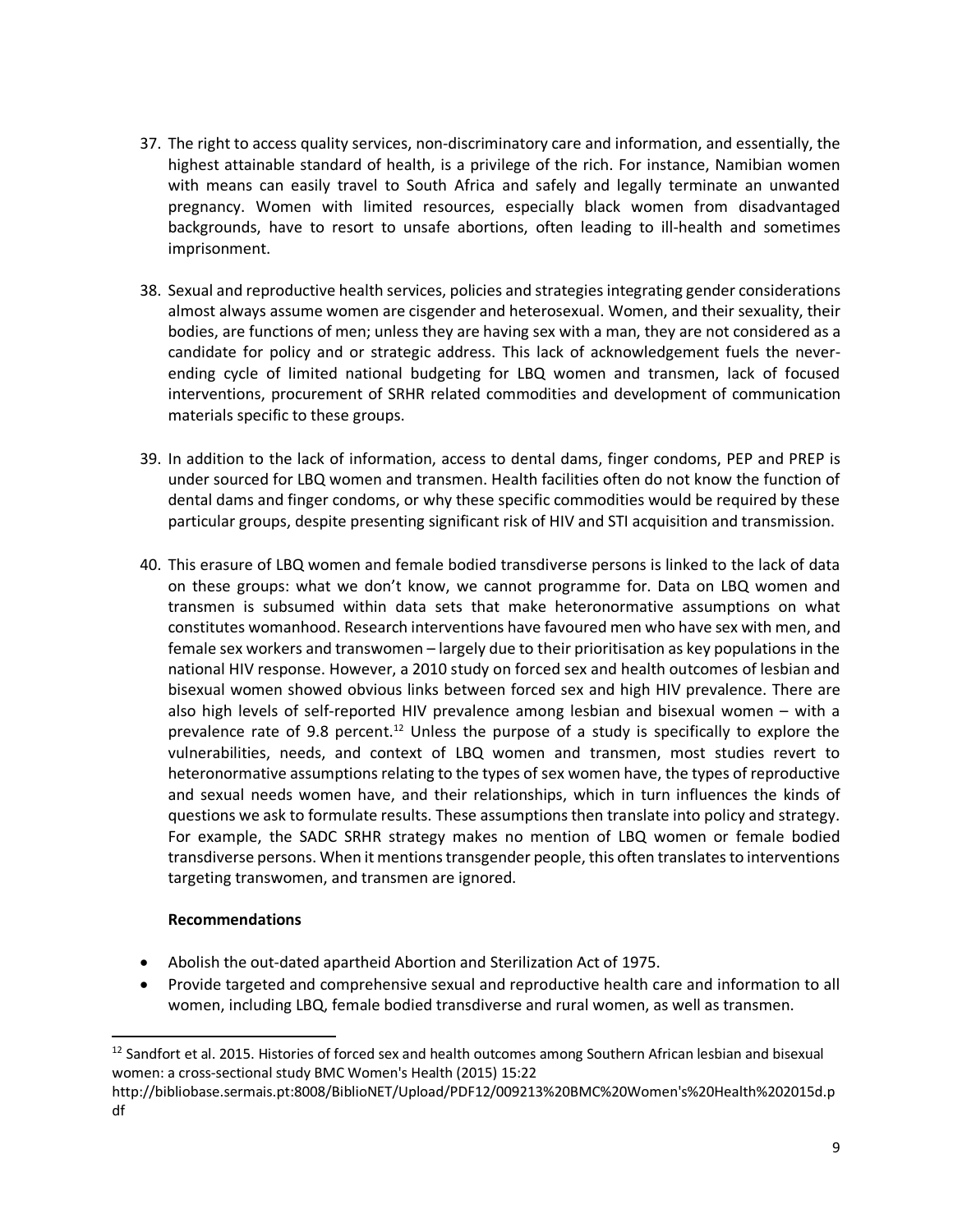37. The right to access quality services, non-discriminatory care and information, and essentially, the highest attainable standard of health, is a privilege of the rich. For instance, Namibian women with means can easily travel to South Africa and safely and legally terminate an unwanted pregnancy. Women with limited resources, especially black women from disadvantaged backgrounds, have to resort to unsafe abortions, often leading to ill-health and sometimes imprisonment.

38. Sexual and reproductive health services, policies and strategies integrating gender considerations almost always assume women are cisgender and heterosexual. Women, and their sexuality, their bodies, are functions of men; unless they are having sex with a man, they are not considered as a candidate for policy and or strategic address. This lack of acknowledgement fuels the never-ending cycle of limited national budgeting for LBQ women and transmen, lack of focused interventions, procurement of SRHR related commodities and development of communication materials specific to these groups.

39. In addition to the lack of information, access to dental dams, finger condoms, PEP and PREP is under sourced for LBQ women and transmen. Health facilities often do not know the function of dental dams and finger condoms, or why these specific commodities would be required by these particular groups, despite presenting significant risk of HIV and STI acquisition and transmission.

40. This erasure of LBQ women and female bodied transdiverse persons is linked to the lack of data on these groups: what we don't know, we cannot programme for. Data on LBQ women and transmen is subsumed within data sets that make heteronormative assumptions on what constitutes womanhood. Research interventions have favoured men who have sex with men, and female sex workers and transwomen – largely due to their prioritisation as key populations in the national HIV response. However, a 2010 study on forced sex and health outcomes of lesbian and bisexual women showed obvious links between forced sex and high HIV prevalence. There are also high levels of self-reported HIV prevalence among lesbian and bisexual women – with a prevalence rate of 9.8 percent.[12] Unless the purpose of a study is specifically to explore the vulnerabilities, needs, and context of LBQ women and transmen, most studies revert to heteronormative assumptions relating to the types of sex women have, the types of reproductive and sexual needs women have, and their relationships, which in turn influences the kinds of questions we ask to formulate results. These assumptions then translate into policy and strategy. For example, the SADC SRHR strategy makes no mention of LBQ women or female bodied transdiverse persons. When it mentions transgender people, this often translates to interventions targeting transwomen, and transmen are ignored.

**Recommendations**

- Abolish the out-dated apartheid Abortion and Sterilization Act of 1975.
- Provide targeted and comprehensive sexual and reproductive health care and information to all women, including LBQ, female bodied transdiverse and rural women, as well as transmen.

[12] Sandfort et al. 2015. Histories of forced sex and health outcomes among Southern African lesbian and bisexual women: a cross-sectional study BMC Women's Health (2015) 15:22 http://bibliobase.sermais.pt:8008/BiblioNET/Upload/PDF12/009213%20BMC%20Women's%20Health%202015d.pdf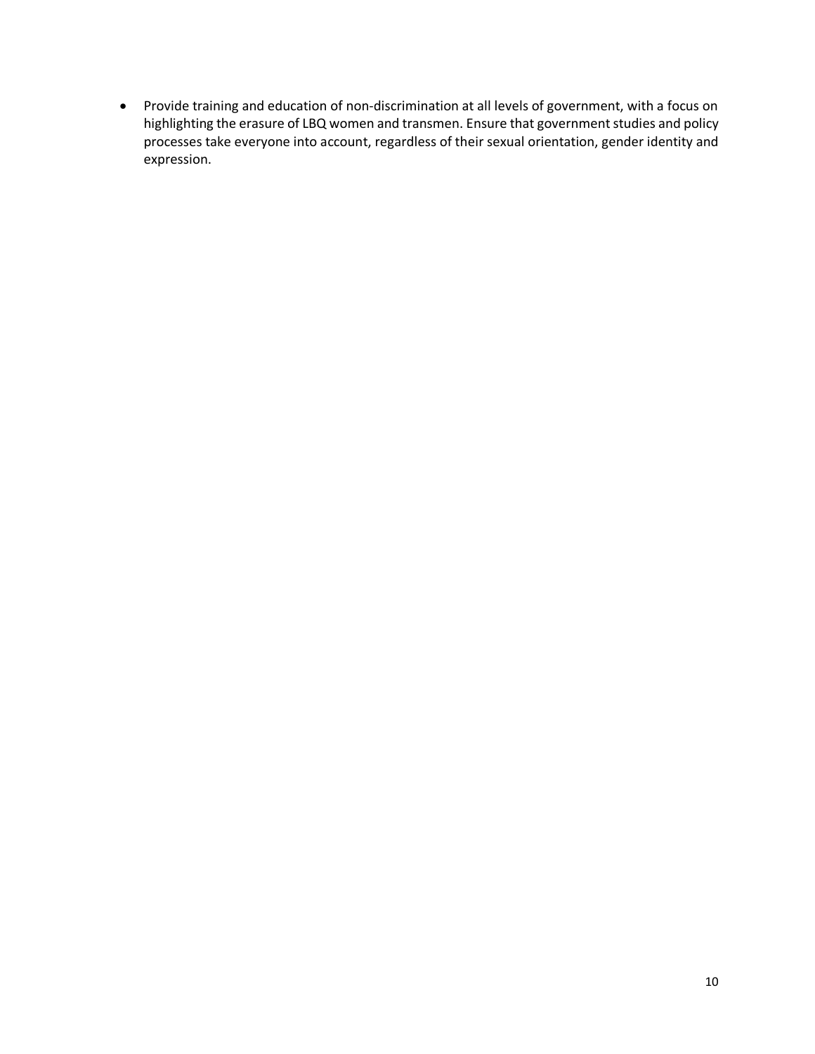- Provide training and education of non-discrimination at all levels of government, with a focus on highlighting the erasure of LBQ women and transmen. Ensure that government studies and policy processes take everyone into account, regardless of their sexual orientation, gender identity and expression.